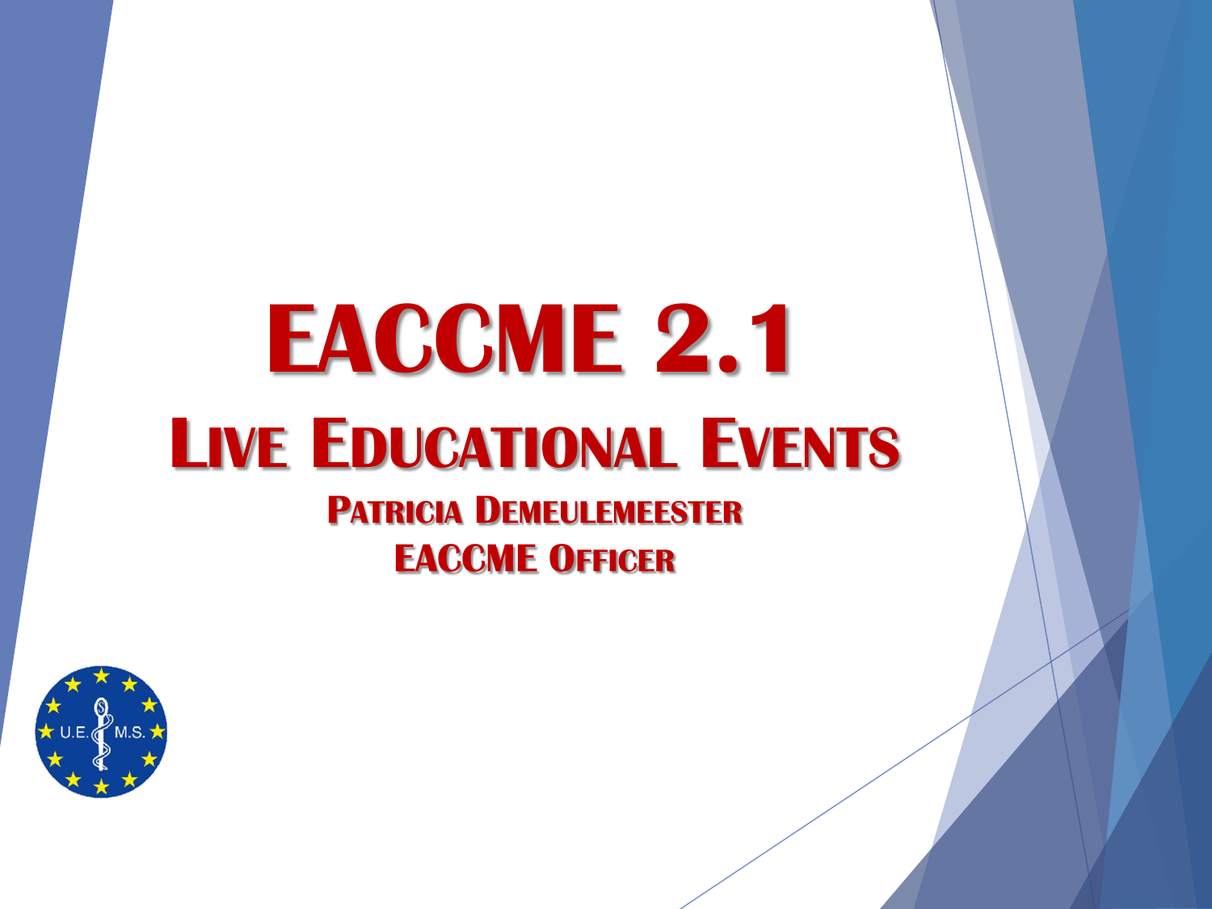# EACCME 2.1

## Live Educational Events

### Patricia Demeulemeester

### EACCME Officer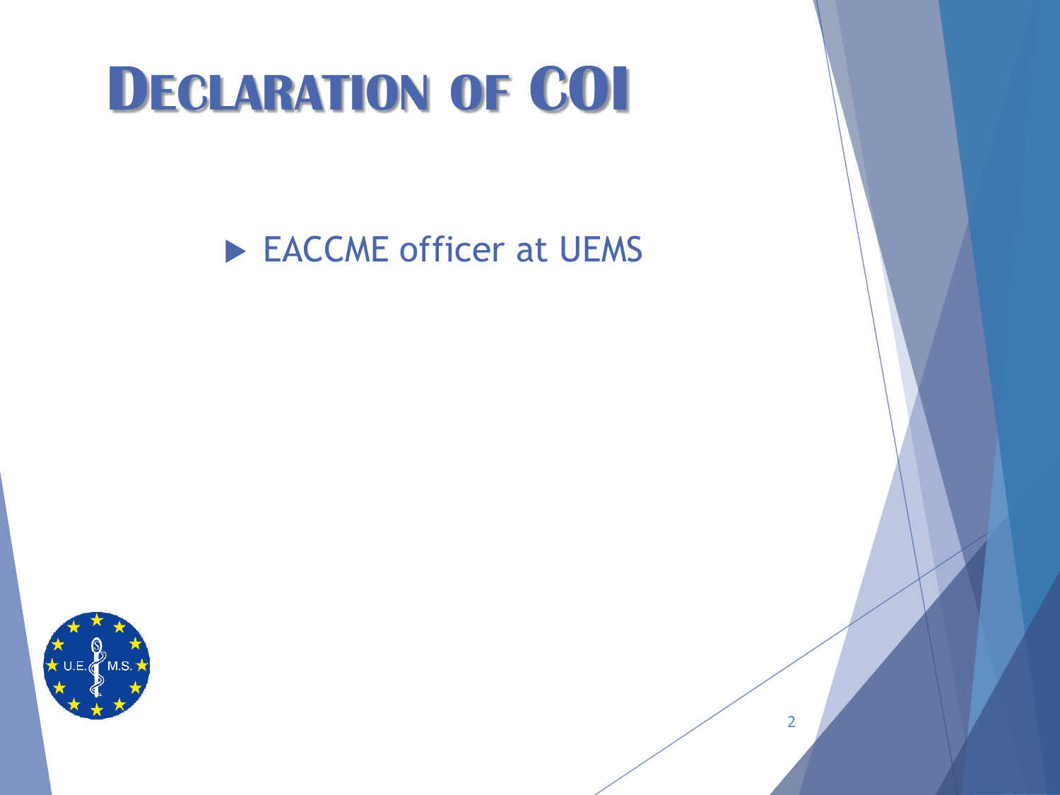# Declaration of COI

- EACCME officer at UEMS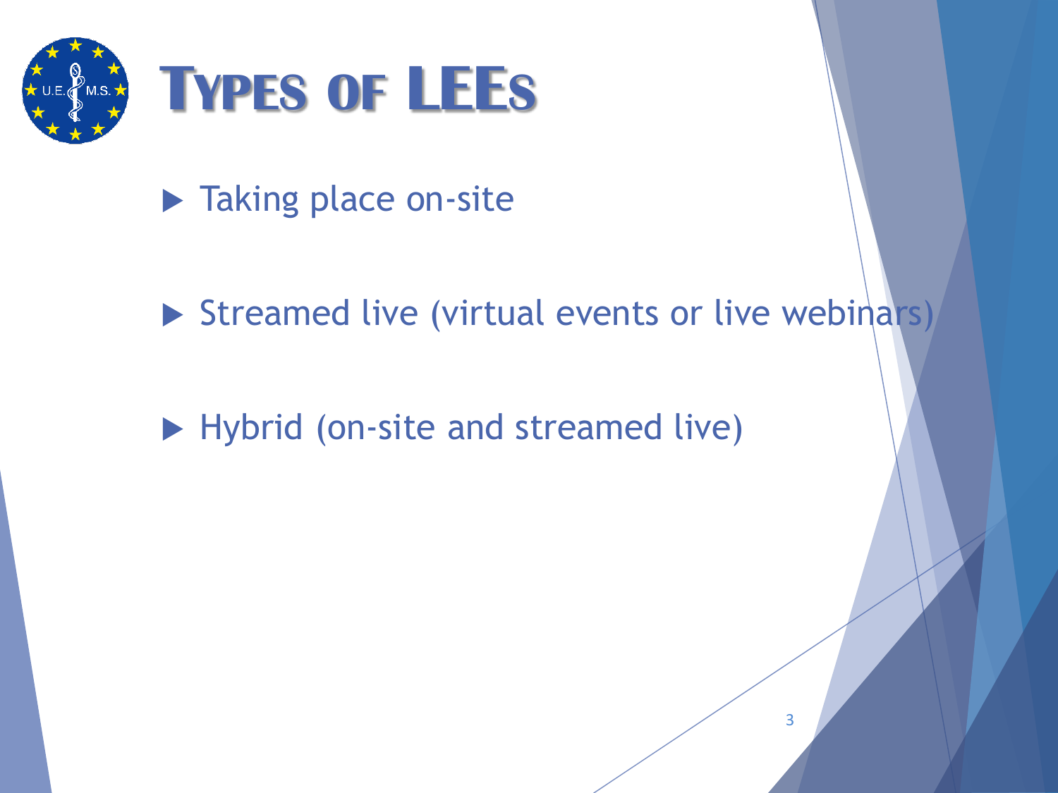# Types of LEEs

- Taking place on-site
- Streamed live (virtual events or live webinars)
- Hybrid (on-site and streamed live)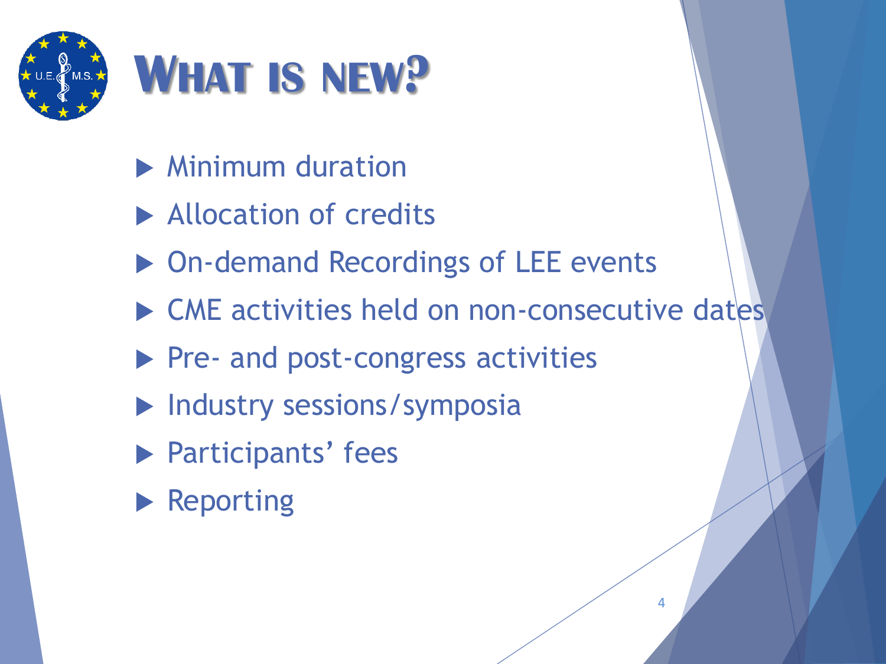# What is new?

- Minimum duration
- Allocation of credits
- On-demand Recordings of LEE events
- CME activities held on non-consecutive dates
- Pre- and post-congress activities
- Industry sessions/symposia
- Participants' fees
- Reporting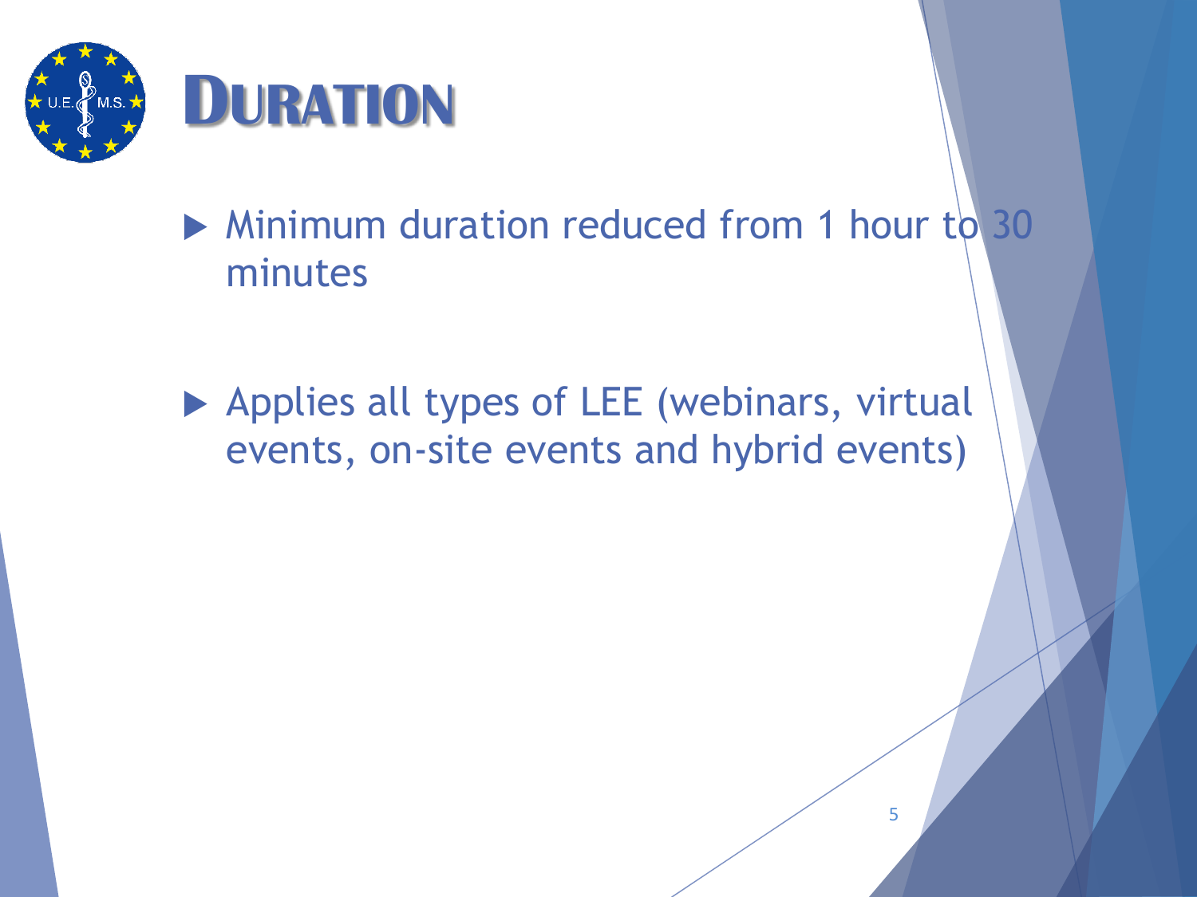# DURATION

- Minimum duration reduced from 1 hour to 30 minutes
- Applies all types of LEE (webinars, virtual events, on-site events and hybrid events)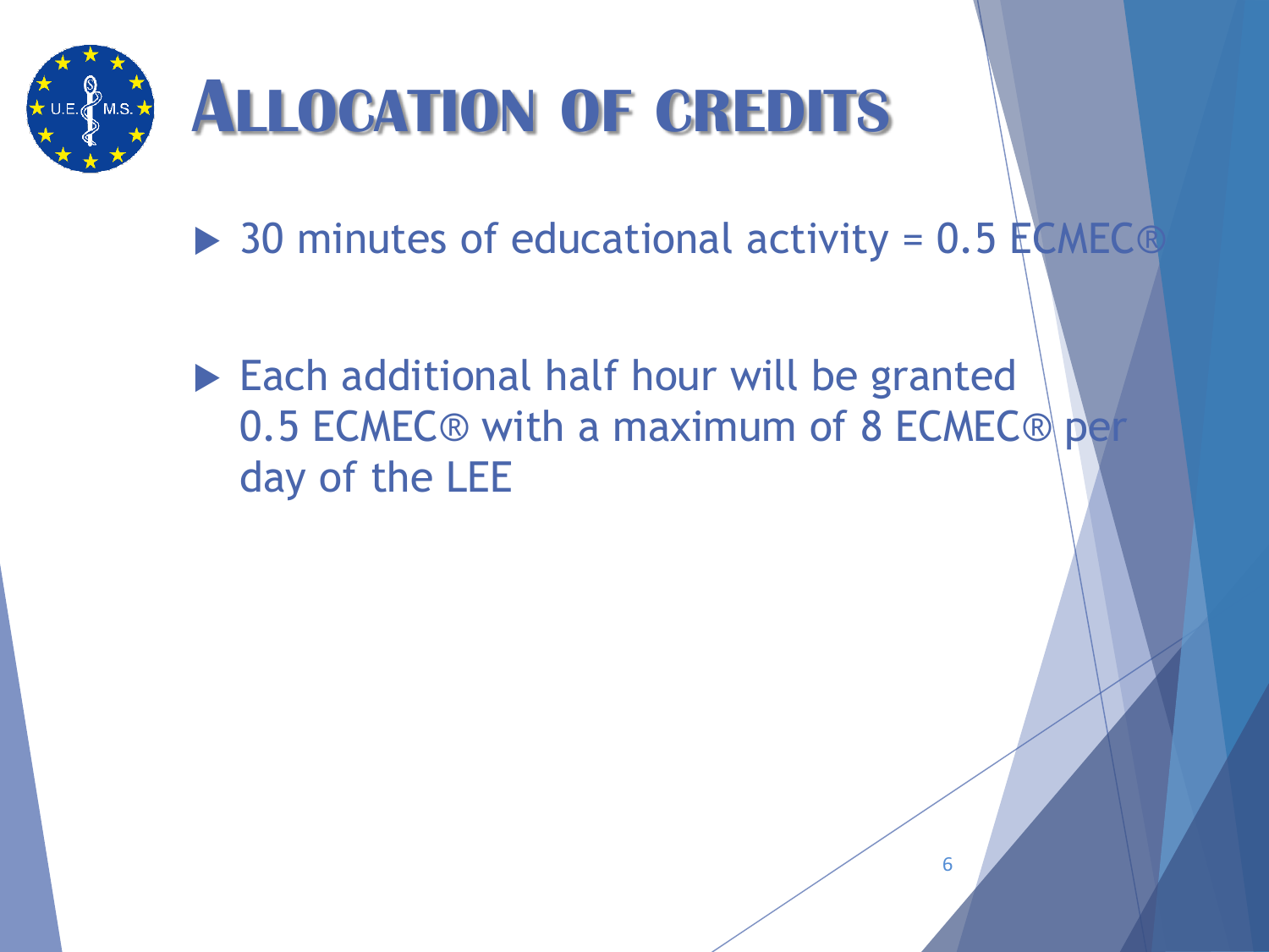# Allocation of credits

- 30 minutes of educational activity = 0.5 ECMEC®
- Each additional half hour will be granted 0.5 ECMEC® with a maximum of 8 ECMEC® per day of the LEE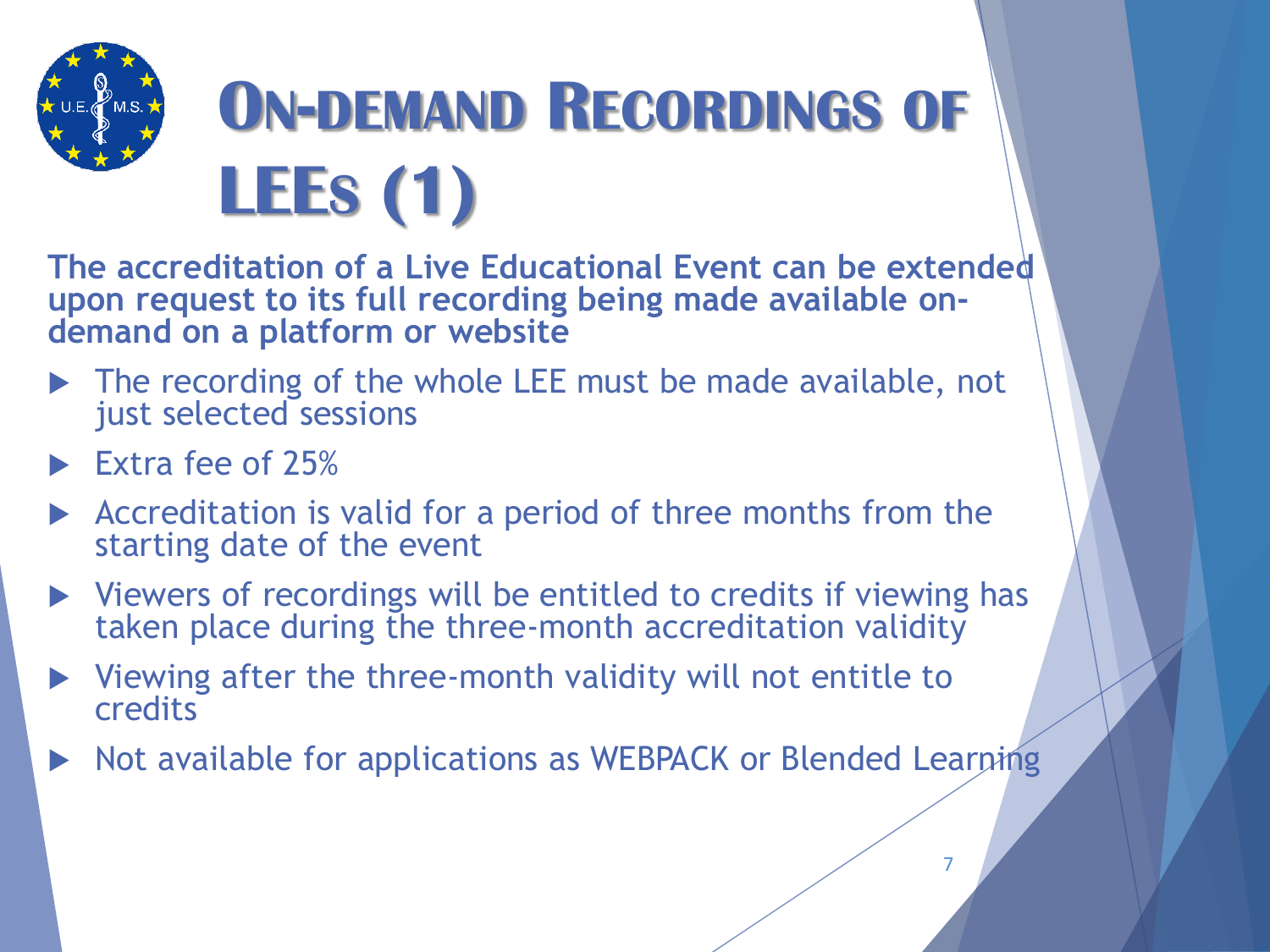# On-demand Recordings of LEEs (1)

**The accreditation of a Live Educational Event can be extended upon request to its full recording being made available on-demand on a platform or website**

- The recording of the whole LEE must be made available, not just selected sessions
- Extra fee of 25%
- Accreditation is valid for a period of three months from the starting date of the event
- Viewers of recordings will be entitled to credits if viewing has taken place during the three-month accreditation validity
- Viewing after the three-month validity will not entitle to credits
- Not available for applications as WEBPACK or Blended Learning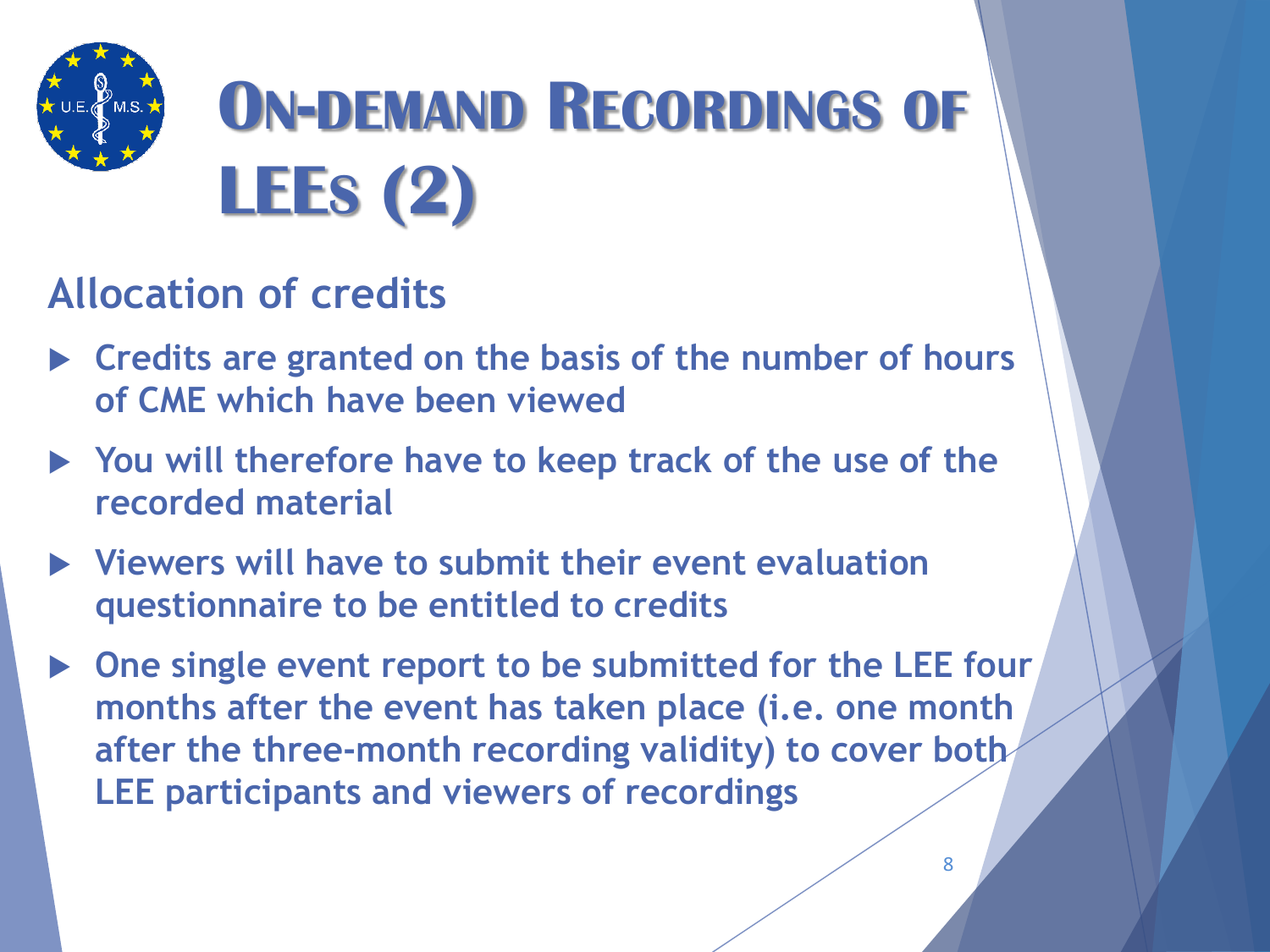# On-demand Recordings of LEEs (2)

## Allocation of credits

- Credits are granted on the basis of the number of hours of CME which have been viewed
- You will therefore have to keep track of the use of the recorded material
- Viewers will have to submit their event evaluation questionnaire to be entitled to credits
- One single event report to be submitted for the LEE four months after the event has taken place (i.e. one month after the three-month recording validity) to cover both LEE participants and viewers of recordings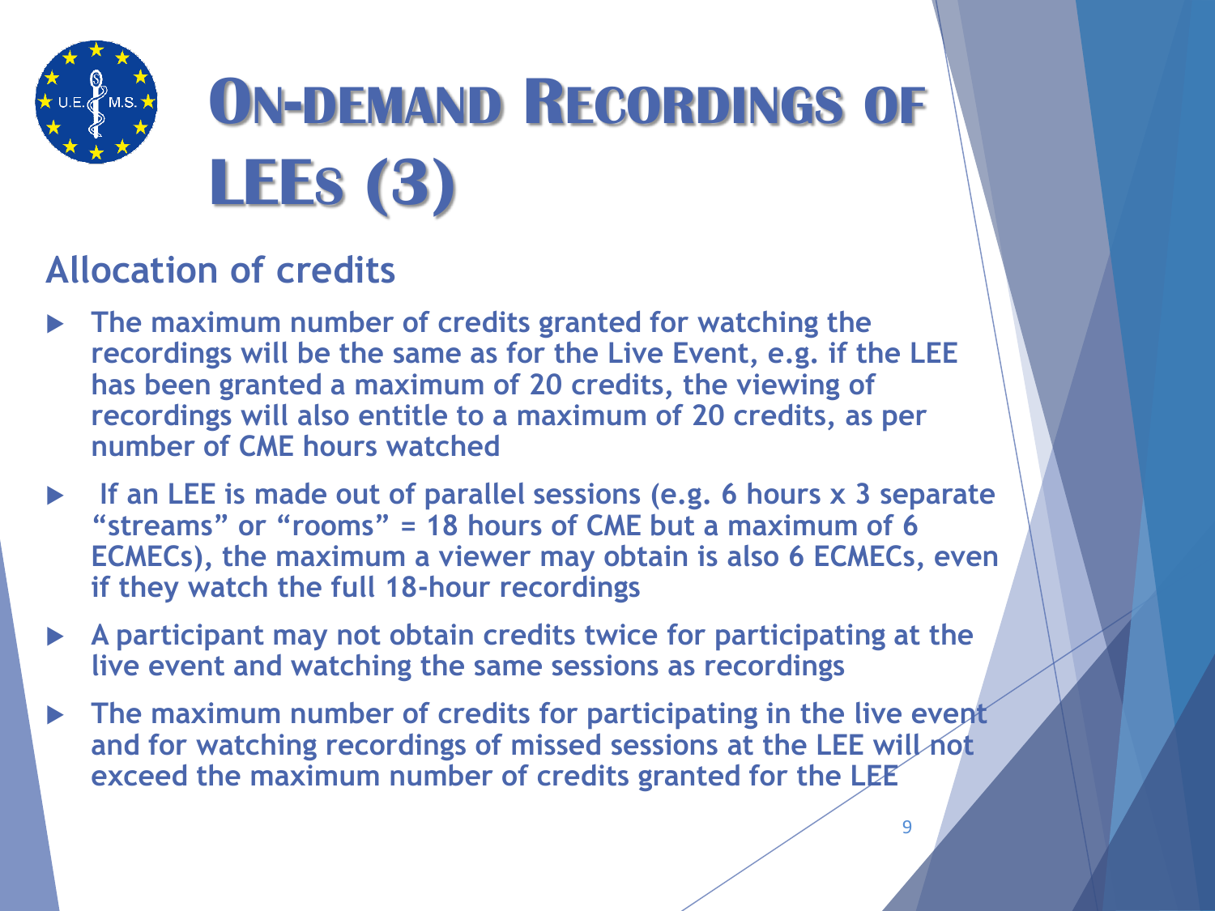# On-demand Recordings of LEEs (3)

## Allocation of credits

- The maximum number of credits granted for watching the recordings will be the same as for the Live Event, e.g. if the LEE has been granted a maximum of 20 credits, the viewing of recordings will also entitle to a maximum of 20 credits, as per number of CME hours watched
- If an LEE is made out of parallel sessions (e.g. 6 hours x 3 separate "streams" or "rooms" = 18 hours of CME but a maximum of 6 ECMECs), the maximum a viewer may obtain is also 6 ECMECs, even if they watch the full 18-hour recordings
- A participant may not obtain credits twice for participating at the live event and watching the same sessions as recordings
- The maximum number of credits for participating in the live event and for watching recordings of missed sessions at the LEE will not exceed the maximum number of credits granted for the LEE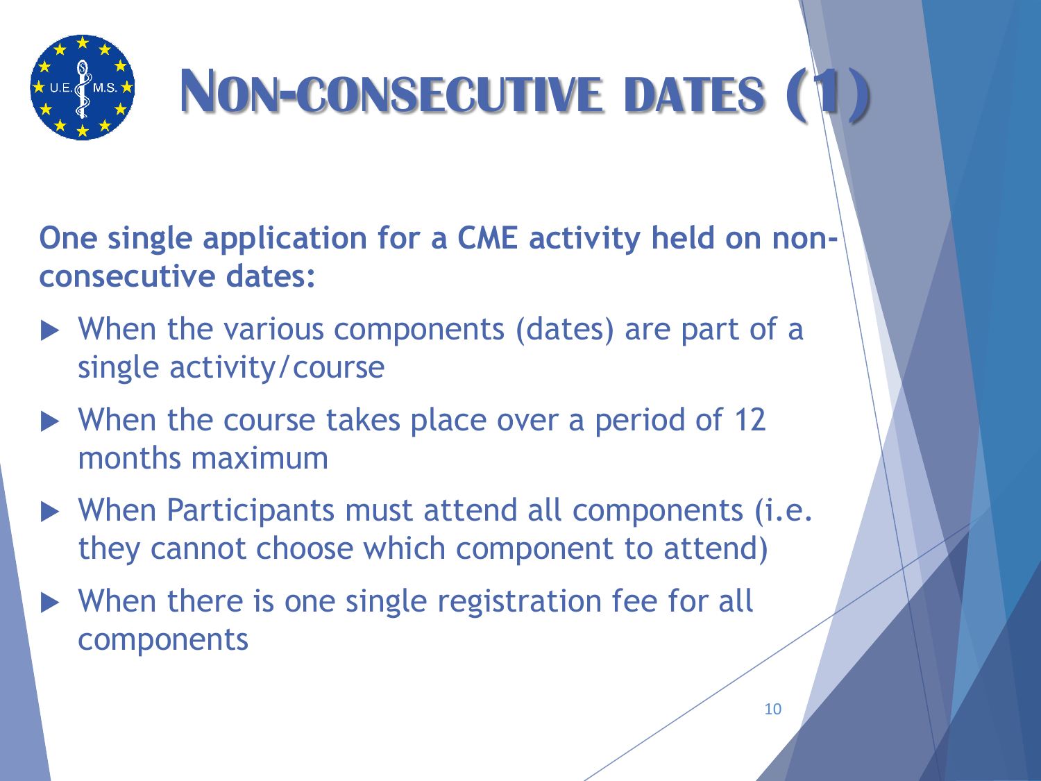# NON-CONSECUTIVE DATES (1)

**One single application for a CME activity held on non-consecutive dates:**

- When the various components (dates) are part of a single activity/course
- When the course takes place over a period of 12 months maximum
- When Participants must attend all components (i.e. they cannot choose which component to attend)
- When there is one single registration fee for all components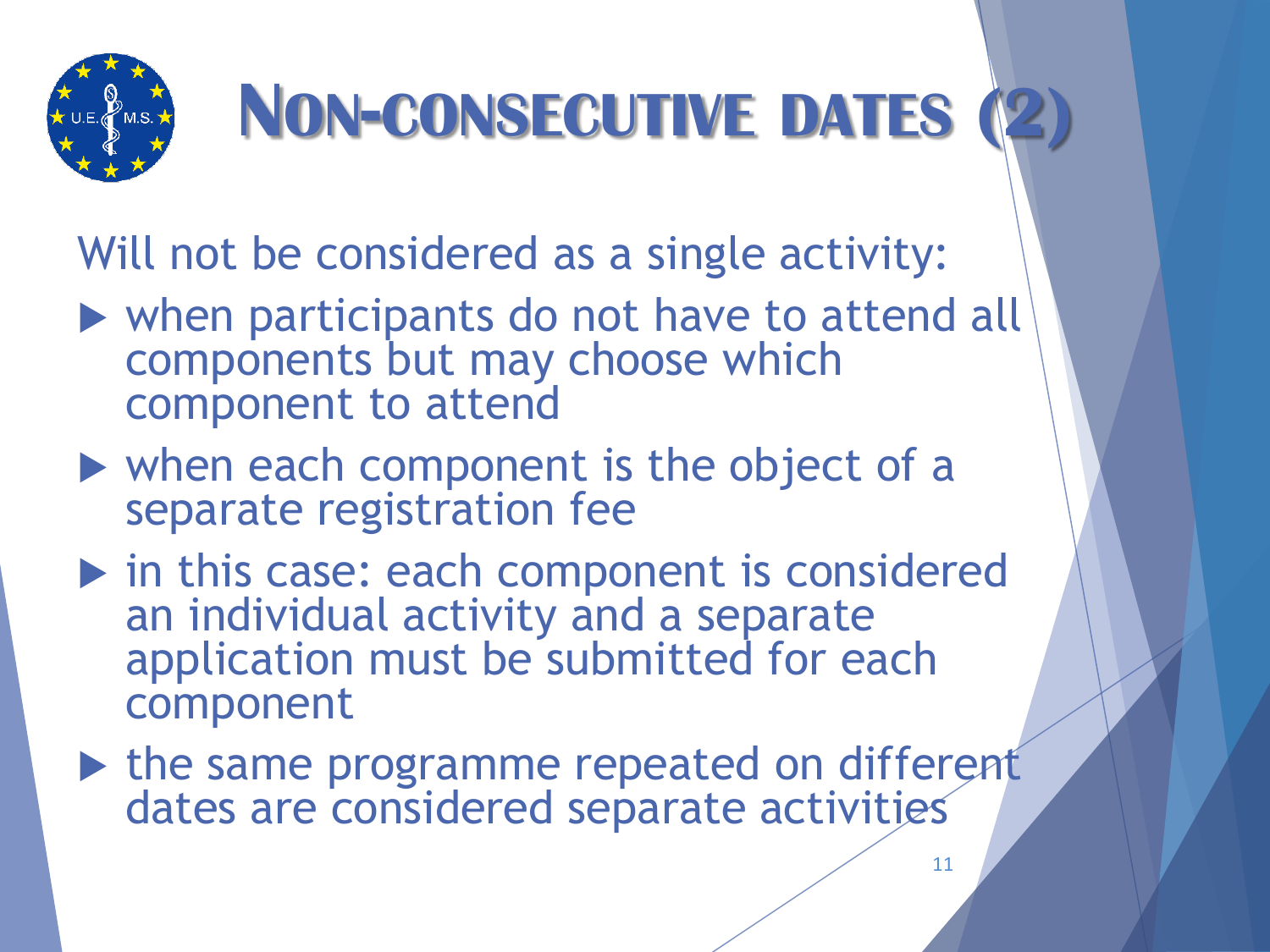# Non-consecutive dates (2)

Will not be considered as a single activity:

- when participants do not have to attend all components but may choose which component to attend
- when each component is the object of a separate registration fee
- in this case: each component is considered an individual activity and a separate application must be submitted for each component
- the same programme repeated on different dates are considered separate activities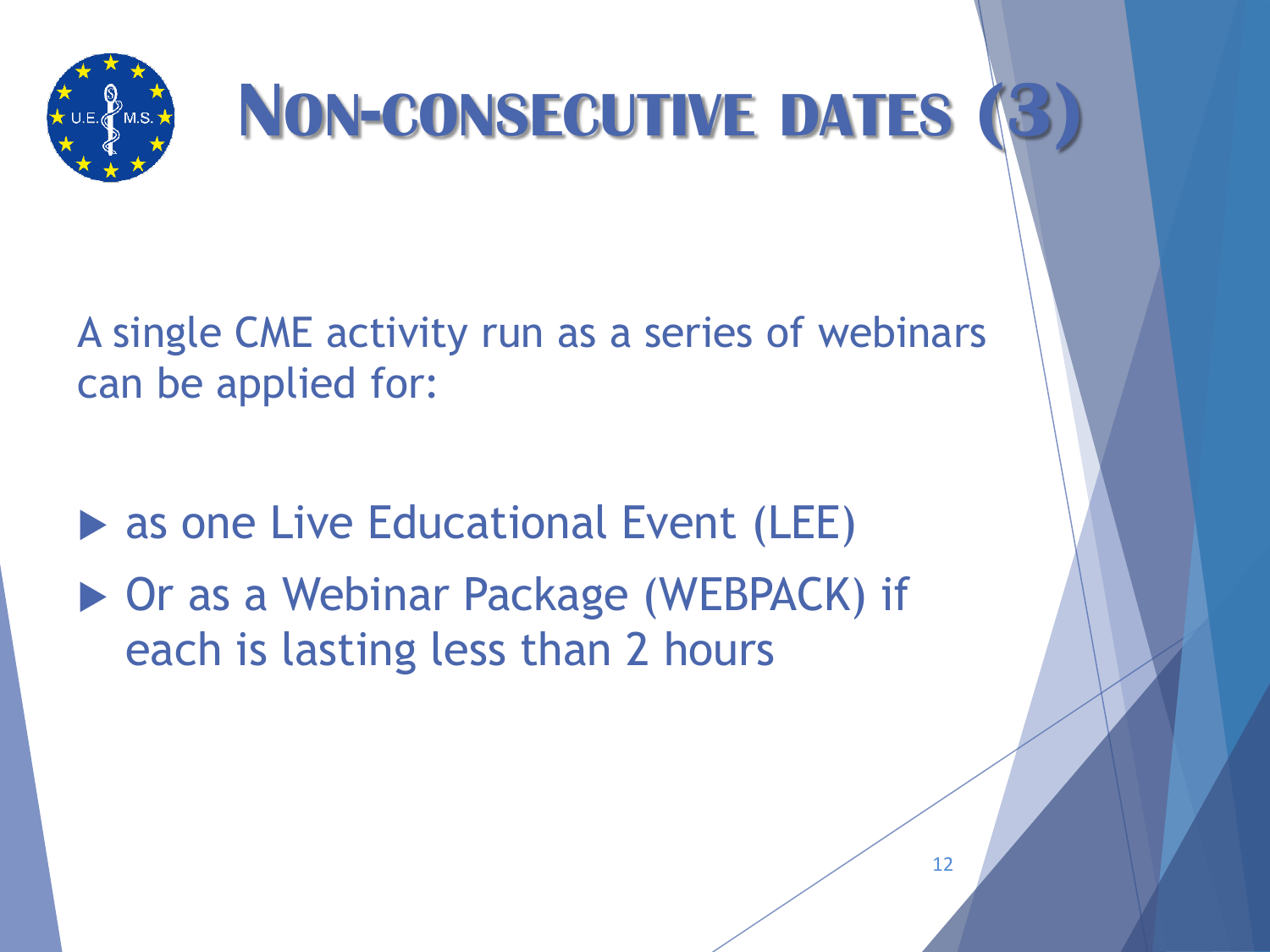# Non-consecutive dates (3)

A single CME activity run as a series of webinars can be applied for:

- as one Live Educational Event (LEE)
- Or as a Webinar Package (WEBPACK) if each is lasting less than 2 hours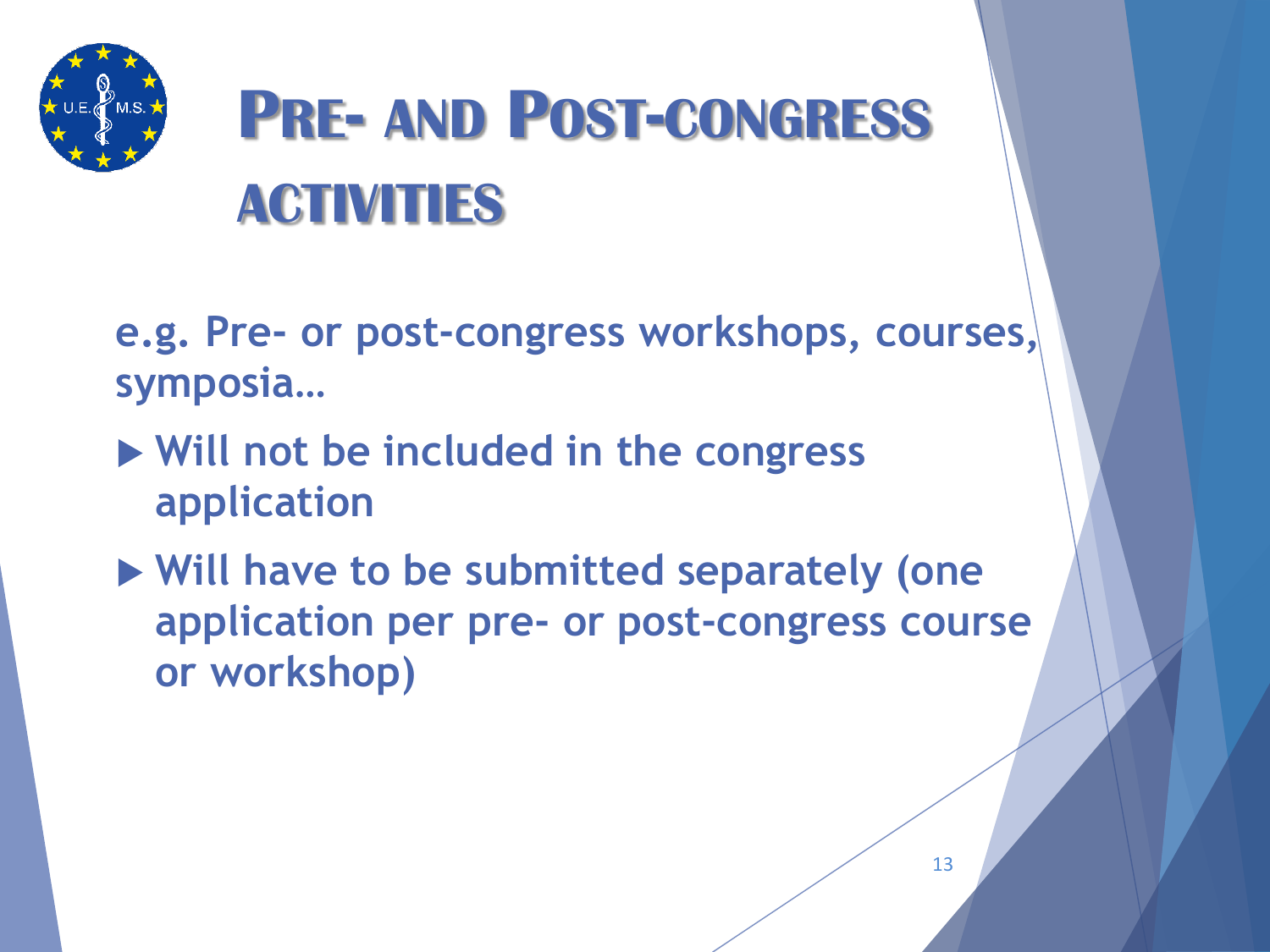# Pre- and Post-congress activities

**e.g. Pre- or post-congress workshops, courses, symposia…**

- **Will not be included in the congress application**
- **Will have to be submitted separately (one application per pre- or post-congress course or workshop)**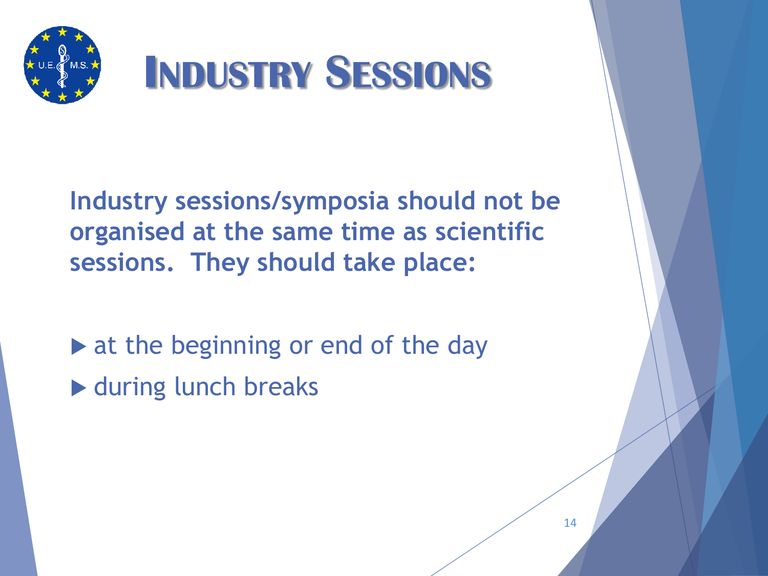# Industry Sessions

**Industry sessions/symposia should not be organised at the same time as scientific sessions. They should take place:**

- at the beginning or end of the day
- during lunch breaks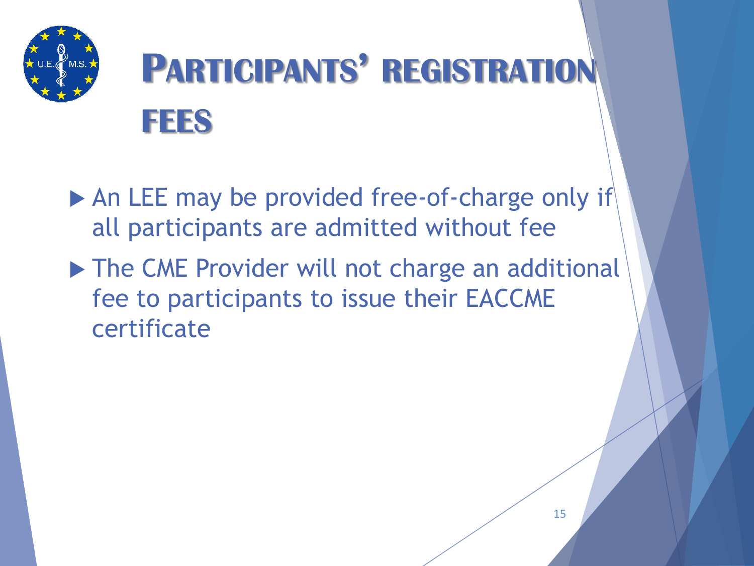# Participants' registration fees

- An LEE may be provided free-of-charge only if all participants are admitted without fee
- The CME Provider will not charge an additional fee to participants to issue their EACCME certificate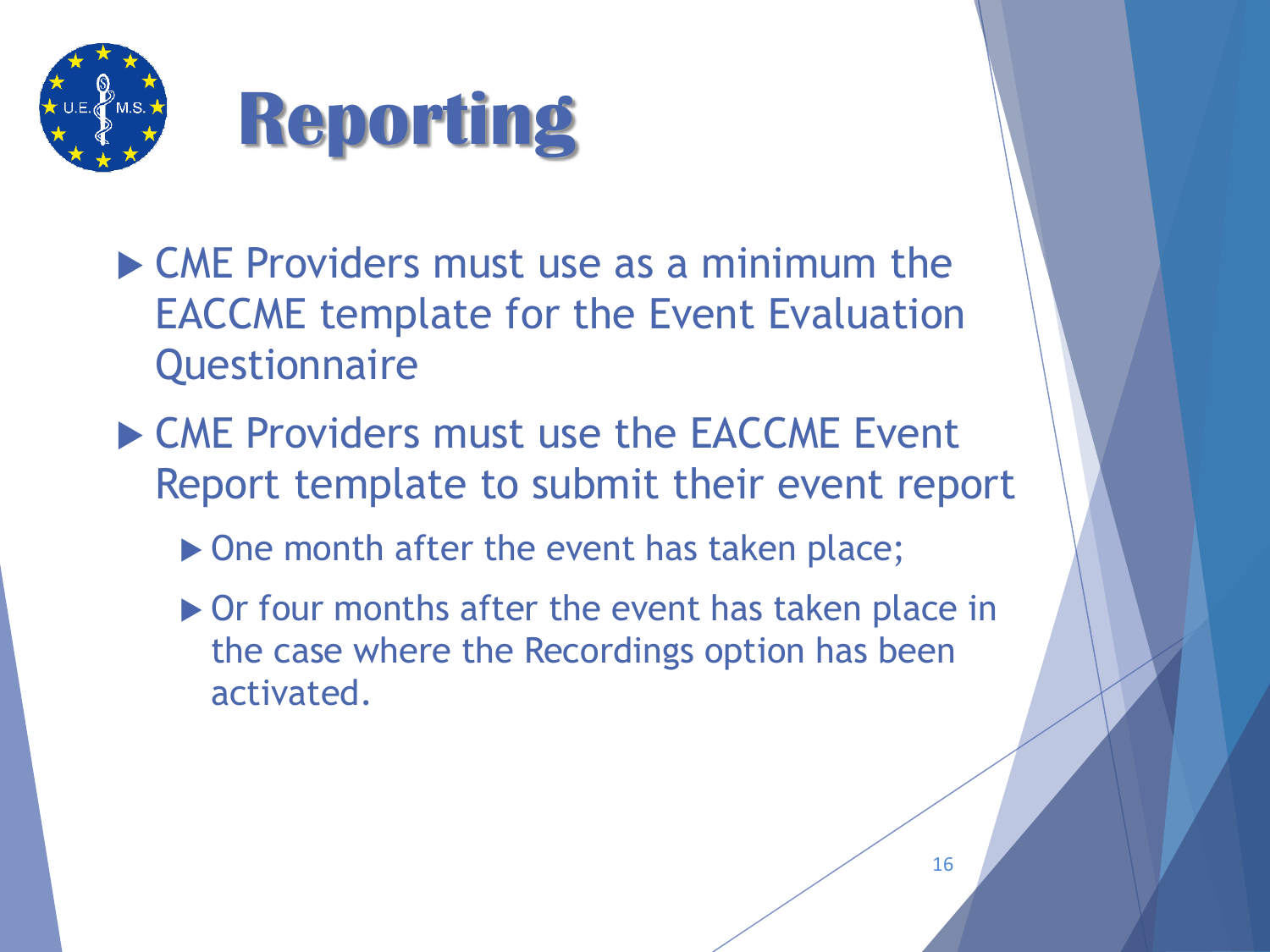# Reporting

- CME Providers must use as a minimum the EACCME template for the Event Evaluation Questionnaire
- CME Providers must use the EACCME Event Report template to submit their event report
  - One month after the event has taken place;
  - Or four months after the event has taken place in the case where the Recordings option has been activated.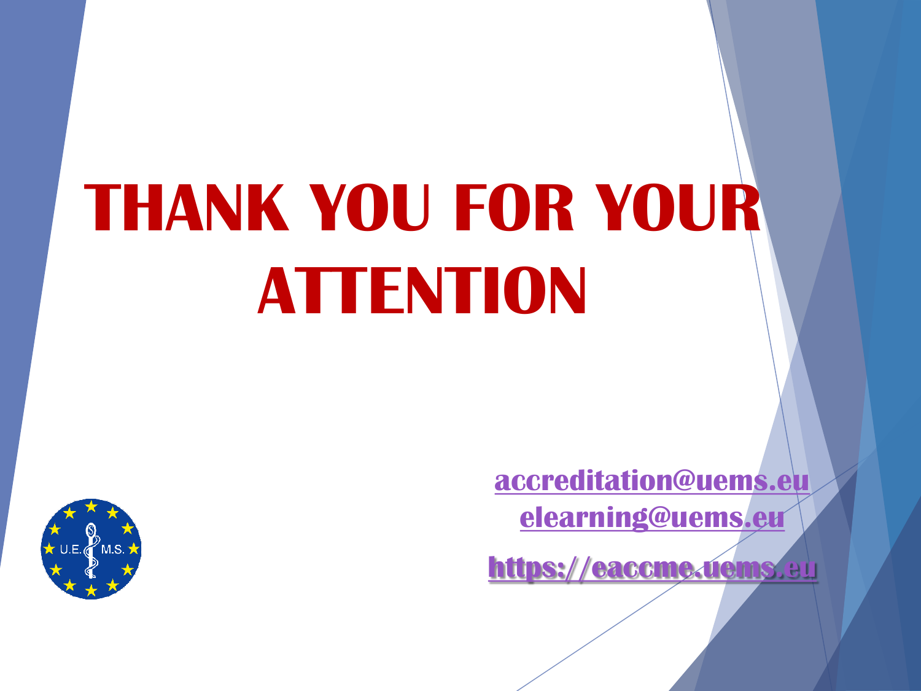# THANK YOU FOR YOUR ATTENTION

accreditation@uems.eu

elearning@uems.eu

https://eaccme.uems.eu